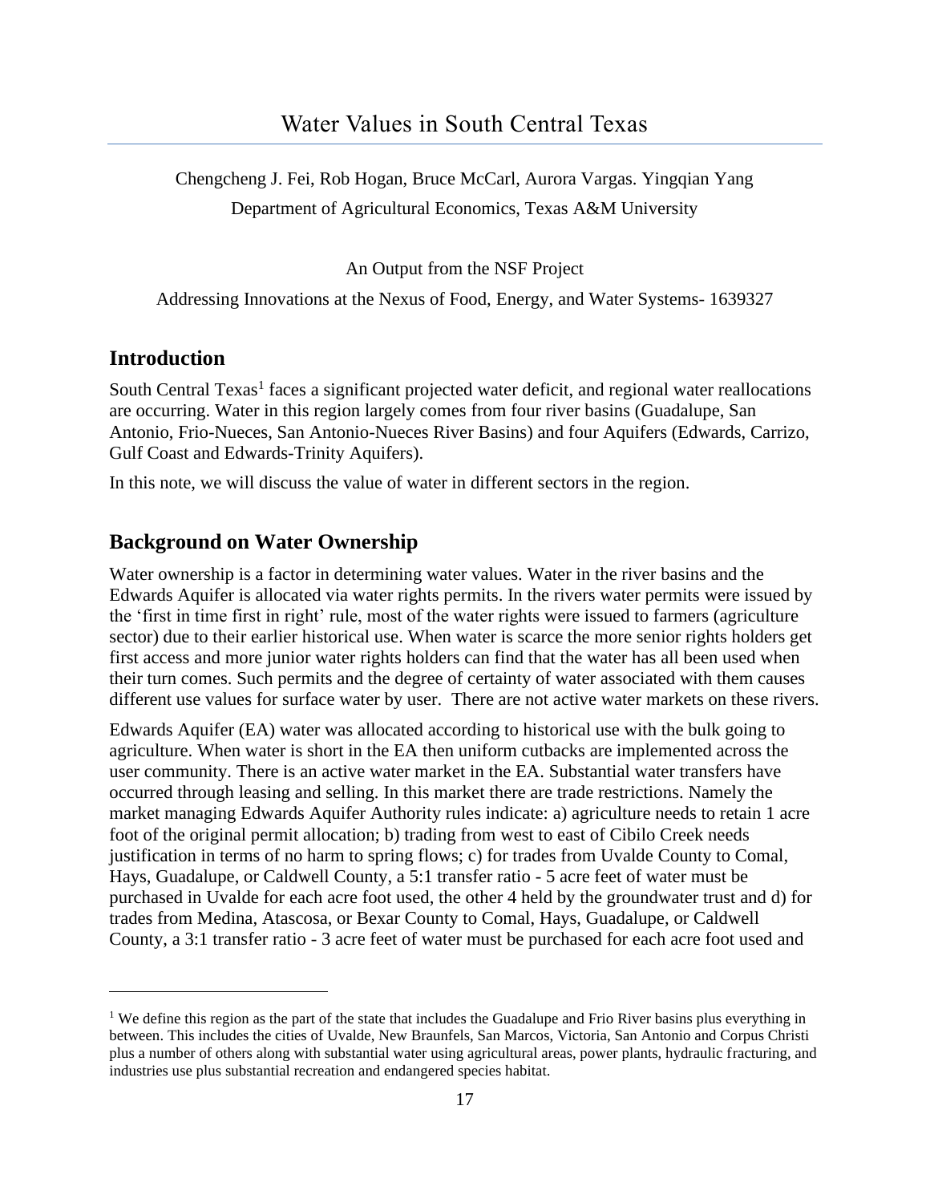# Water Values in South Central Texas

Chengcheng J. Fei, Rob Hogan, Bruce McCarl, Aurora Vargas. Yingqian Yang

Department of Agricultural Economics, Texas A&M University

An Output from the NSF Project

Addressing Innovations at the Nexus of Food, Energy, and Water Systems- 1639327

## Introduction

South Central Texas[1] faces a significant projected water deficit, and regional water reallocations are occurring. Water in this region largely comes from four river basins (Guadalupe, San Antonio, Frio-Nueces, San Antonio-Nueces River Basins) and four Aquifers (Edwards, Carrizo, Gulf Coast and Edwards-Trinity Aquifers).

In this note, we will discuss the value of water in different sectors in the region.

## Background on Water Ownership

Water ownership is a factor in determining water values. Water in the river basins and the Edwards Aquifer is allocated via water rights permits. In the rivers water permits were issued by the 'first in time first in right' rule, most of the water rights were issued to farmers (agriculture sector) due to their earlier historical use. When water is scarce the more senior rights holders get first access and more junior water rights holders can find that the water has all been used when their turn comes. Such permits and the degree of certainty of water associated with them causes different use values for surface water by user. There are not active water markets on these rivers.

Edwards Aquifer (EA) water was allocated according to historical use with the bulk going to agriculture. When water is short in the EA then uniform cutbacks are implemented across the user community. There is an active water market in the EA. Substantial water transfers have occurred through leasing and selling. In this market there are trade restrictions. Namely the market managing Edwards Aquifer Authority rules indicate: a) agriculture needs to retain 1 acre foot of the original permit allocation; b) trading from west to east of Cibilo Creek needs justification in terms of no harm to spring flows; c) for trades from Uvalde County to Comal, Hays, Guadalupe, or Caldwell County, a 5:1 transfer ratio - 5 acre feet of water must be purchased in Uvalde for each acre foot used, the other 4 held by the groundwater trust and d) for trades from Medina, Atascosa, or Bexar County to Comal, Hays, Guadalupe, or Caldwell County, a 3:1 transfer ratio - 3 acre feet of water must be purchased for each acre foot used and

[1] We define this region as the part of the state that includes the Guadalupe and Frio River basins plus everything in between. This includes the cities of Uvalde, New Braunfels, San Marcos, Victoria, San Antonio and Corpus Christi plus a number of others along with substantial water using agricultural areas, power plants, hydraulic fracturing, and industries use plus substantial recreation and endangered species habitat.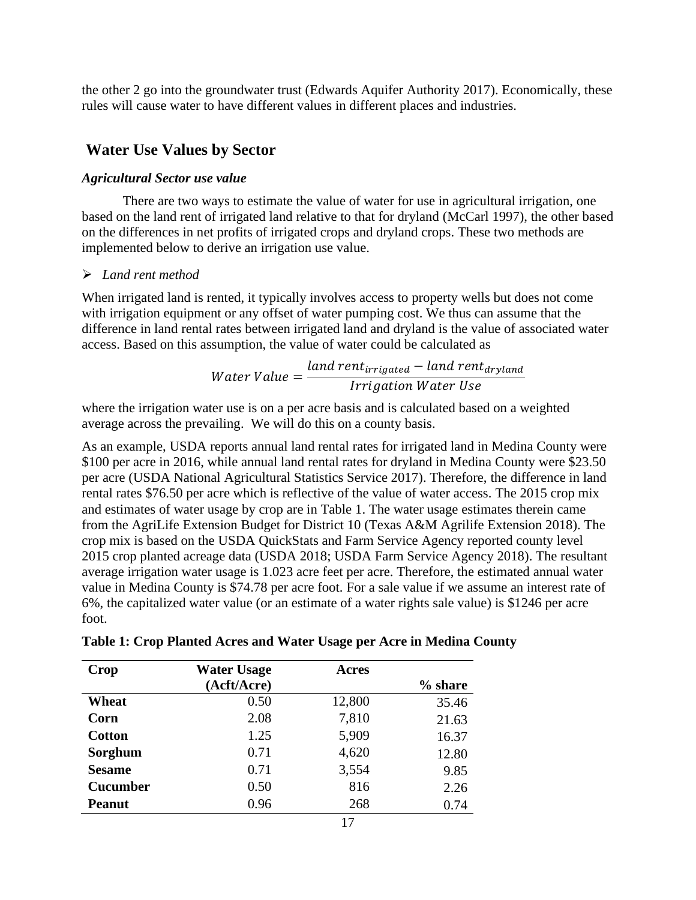the other 2 go into the groundwater trust (Edwards Aquifer Authority 2017). Economically, these rules will cause water to have different values in different places and industries.

## Water Use Values by Sector

### *Agricultural Sector use value*

There are two ways to estimate the value of water for use in agricultural irrigation, one based on the land rent of irrigated land relative to that for dryland (McCarl 1997), the other based on the differences in net profits of irrigated crops and dryland crops. These two methods are implemented below to derive an irrigation use value.

- *Land rent method*

When irrigated land is rented, it typically involves access to property wells but does not come with irrigation equipment or any offset of water pumping cost. We thus can assume that the difference in land rental rates between irrigated land and dryland is the value of associated water access. Based on this assumption, the value of water could be calculated as

$$Water\ Value = \frac{land\ rent_{irrigated} - land\ rent_{dryland}}{Irrigation\ Water\ Use}$$

where the irrigation water use is on a per acre basis and is calculated based on a weighted average across the prevailing. We will do this on a county basis.

As an example, USDA reports annual land rental rates for irrigated land in Medina County were $100 per acre in 2016, while annual land rental rates for dryland in Medina County were $23.50 per acre (USDA National Agricultural Statistics Service 2017). Therefore, the difference in land rental rates $76.50 per acre which is reflective of the value of water access. The 2015 crop mix and estimates of water usage by crop are in Table 1. The water usage estimates therein came from the AgriLife Extension Budget for District 10 (Texas A&M Agrilife Extension 2018). The crop mix is based on the USDA QuickStats and Farm Service Agency reported county level 2015 crop planted acreage data (USDA 2018; USDA Farm Service Agency 2018). The resultant average irrigation water usage is 1.023 acre feet per acre. Therefore, the estimated annual water value in Medina County is $74.78 per acre foot. For a sale value if we assume an interest rate of 6%, the capitalized water value (or an estimate of a water rights sale value) is $1246 per acre foot.

**Table 1: Crop Planted Acres and Water Usage per Acre in Medina County**

| Crop | Water Usage (Acft/Acre) | Acres | % share |
|---|---|---|---|
| **Wheat** | 0.50 | 12,800 | 35.46 |
| **Corn** | 2.08 | 7,810 | 21.63 |
| **Cotton** | 1.25 | 5,909 | 16.37 |
| **Sorghum** | 0.71 | 4,620 | 12.80 |
| **Sesame** | 0.71 | 3,554 | 9.85 |
| **Cucumber** | 0.50 | 816 | 2.26 |
| **Peanut** | 0.96 | 268 | 0.74 |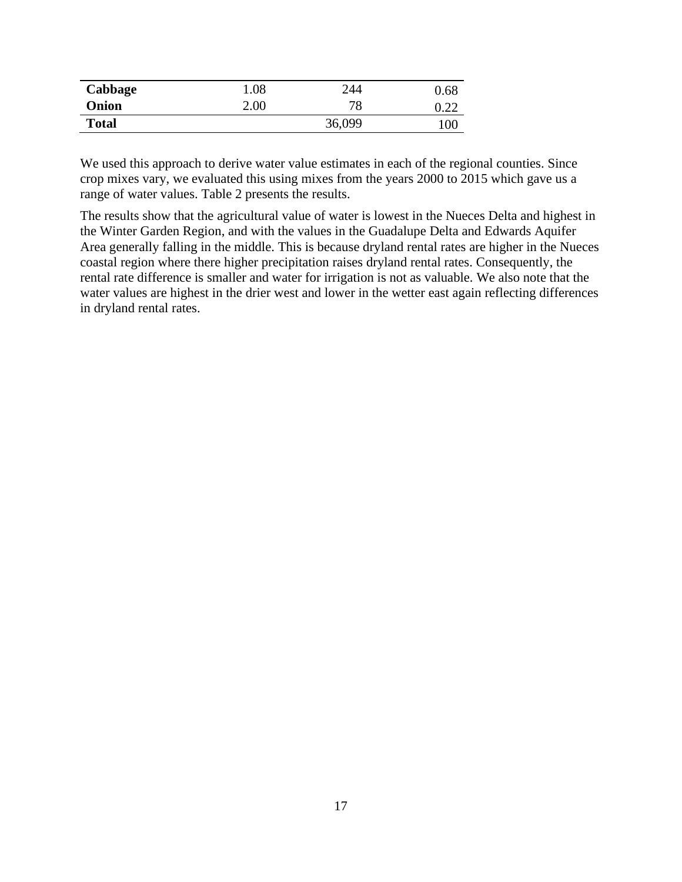| | | | |
|---|---|---|---|
| **Cabbage** | 1.08 | 244 | 0.68 |
| **Onion** | 2.00 | 78 | 0.22 |
| **Total** | | 36,099 | 100 |

We used this approach to derive water value estimates in each of the regional counties. Since crop mixes vary, we evaluated this using mixes from the years 2000 to 2015 which gave us a range of water values. Table 2 presents the results.

The results show that the agricultural value of water is lowest in the Nueces Delta and highest in the Winter Garden Region, and with the values in the Guadalupe Delta and Edwards Aquifer Area generally falling in the middle. This is because dryland rental rates are higher in the Nueces coastal region where there higher precipitation raises dryland rental rates. Consequently, the rental rate difference is smaller and water for irrigation is not as valuable. We also note that the water values are highest in the drier west and lower in the wetter east again reflecting differences in dryland rental rates.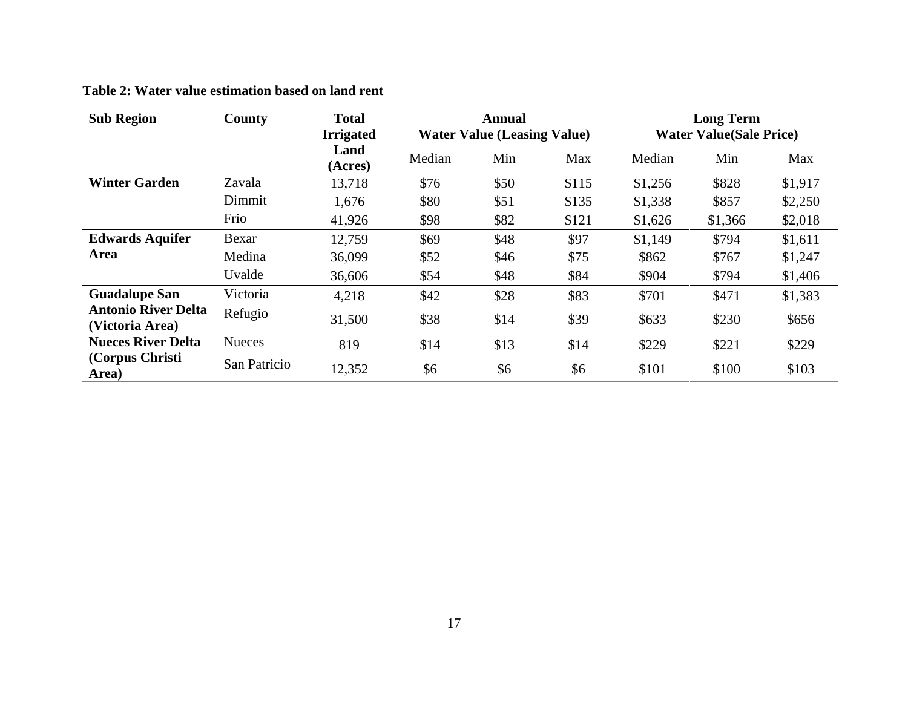**Table 2: Water value estimation based on land rent**

| Sub Region | County | Total Irrigated Land (Acres) | Annual Water Value (Leasing Value) | | | Long Term Water Value(Sale Price) | | |
|---|---|---|---|---|---|---|---|---|
| | | | Median | Min | Max | Median | Min | Max |
| **Winter Garden** | Zavala | 13,718 | $76 | $50 | $115 | $1,256 | $828 | $1,917 |
| | Dimmit | 1,676 | $80 | $51 | $135 | $1,338 | $857 | $2,250 |
| | Frio | 41,926 | $98 | $82 | $121 | $1,626 | $1,366 | $2,018 |
| **Edwards Aquifer Area** | Bexar | 12,759 | $69 | $48 | $97 | $1,149 | $794 | $1,611 |
| | Medina | 36,099 | $52 | $46 | $75 | $862 | $767 | $1,247 |
| | Uvalde | 36,606 | $54 | $48 | $84 | $904 | $794 | $1,406 |
| **Guadalupe San Antonio River Delta (Victoria Area)** | Victoria | 4,218 | $42 | $28 | $83 | $701 | $471 | $1,383 |
| | Refugio | 31,500 | $38 | $14 | $39 | $633 | $230 | $656 |
| **Nueces River Delta (Corpus Christi Area)** | Nueces | 819 | $14 | $13 | $14 | $229 | $221 | $229 |
| | San Patricio | 12,352 | $6 | $6 | $6 | $101 | $100 | $103 |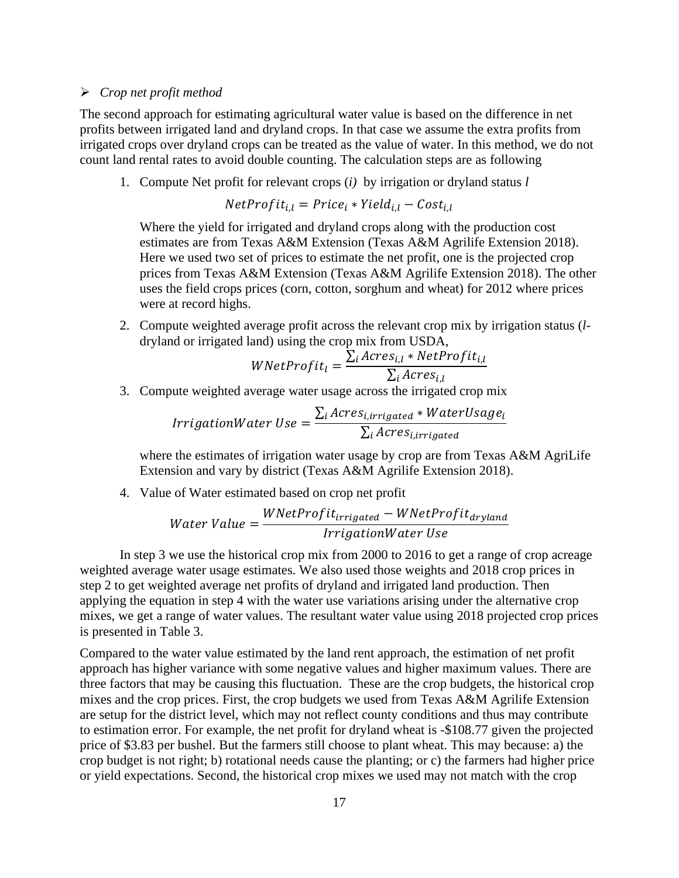- *Crop net profit method*

The second approach for estimating agricultural water value is based on the difference in net profits between irrigated land and dryland crops. In that case we assume the extra profits from irrigated crops over dryland crops can be treated as the value of water. In this method, we do not count land rental rates to avoid double counting. The calculation steps are as following

1. Compute Net profit for relevant crops (*i*) by irrigation or dryland status *l*

   $$NetProfit_{i,l} = Price_i * Yield_{i,l} - Cost_{i,l}$$

   Where the yield for irrigated and dryland crops along with the production cost estimates are from Texas A&M Extension (Texas A&M Agrilife Extension 2018). Here we used two set of prices to estimate the net profit, one is the projected crop prices from Texas A&M Extension (Texas A&M Agrilife Extension 2018). The other uses the field crops prices (corn, cotton, sorghum and wheat) for 2012 where prices were at record highs.

2. Compute weighted average profit across the relevant crop mix by irrigation status (*l*-dryland or irrigated land) using the crop mix from USDA,

   $$WNetProfit_l = \frac{\sum_i Acres_{i,l} * NetProfit_{i,l}}{\sum_i Acres_{i,l}}$$

3. Compute weighted average water usage across the irrigated crop mix

   $$IrrigationWater\ Use = \frac{\sum_i Acres_{i,irrigated} * WaterUsage_i}{\sum_i Acres_{i,irrigated}}$$

   where the estimates of irrigation water usage by crop are from Texas A&M AgriLife Extension and vary by district (Texas A&M Agrilife Extension 2018).

4. Value of Water estimated based on crop net profit

   $$Water\ Value = \frac{WNetProfit_{irrigated} - WNetProfit_{dryland}}{IrrigationWater\ Use}$$

In step 3 we use the historical crop mix from 2000 to 2016 to get a range of crop acreage weighted average water usage estimates. We also used those weights and 2018 crop prices in step 2 to get weighted average net profits of dryland and irrigated land production. Then applying the equation in step 4 with the water use variations arising under the alternative crop mixes, we get a range of water values. The resultant water value using 2018 projected crop prices is presented in Table 3.

Compared to the water value estimated by the land rent approach, the estimation of net profit approach has higher variance with some negative values and higher maximum values. There are three factors that may be causing this fluctuation. These are the crop budgets, the historical crop mixes and the crop prices. First, the crop budgets we used from Texas A&M Agrilife Extension are setup for the district level, which may not reflect county conditions and thus may contribute to estimation error. For example, the net profit for dryland wheat is -$108.77 given the projected price of $3.83 per bushel. But the farmers still choose to plant wheat. This may because: a) the crop budget is not right; b) rotational needs cause the planting; or c) the farmers had higher price or yield expectations. Second, the historical crop mixes we used may not match with the crop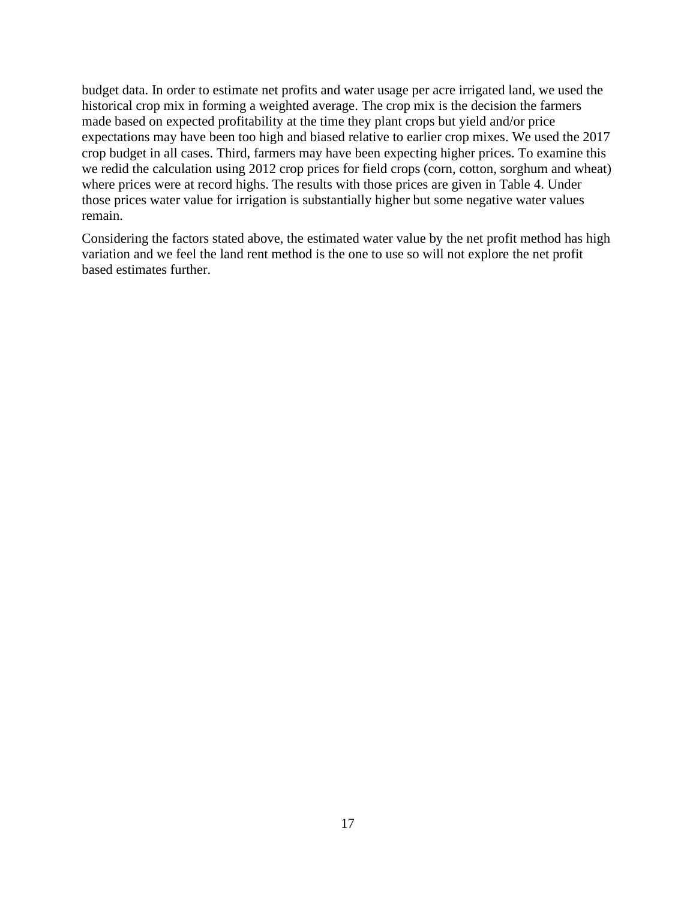budget data. In order to estimate net profits and water usage per acre irrigated land, we used the historical crop mix in forming a weighted average. The crop mix is the decision the farmers made based on expected profitability at the time they plant crops but yield and/or price expectations may have been too high and biased relative to earlier crop mixes. We used the 2017 crop budget in all cases. Third, farmers may have been expecting higher prices. To examine this we redid the calculation using 2012 crop prices for field crops (corn, cotton, sorghum and wheat) where prices were at record highs. The results with those prices are given in Table 4. Under those prices water value for irrigation is substantially higher but some negative water values remain.

Considering the factors stated above, the estimated water value by the net profit method has high variation and we feel the land rent method is the one to use so will not explore the net profit based estimates further.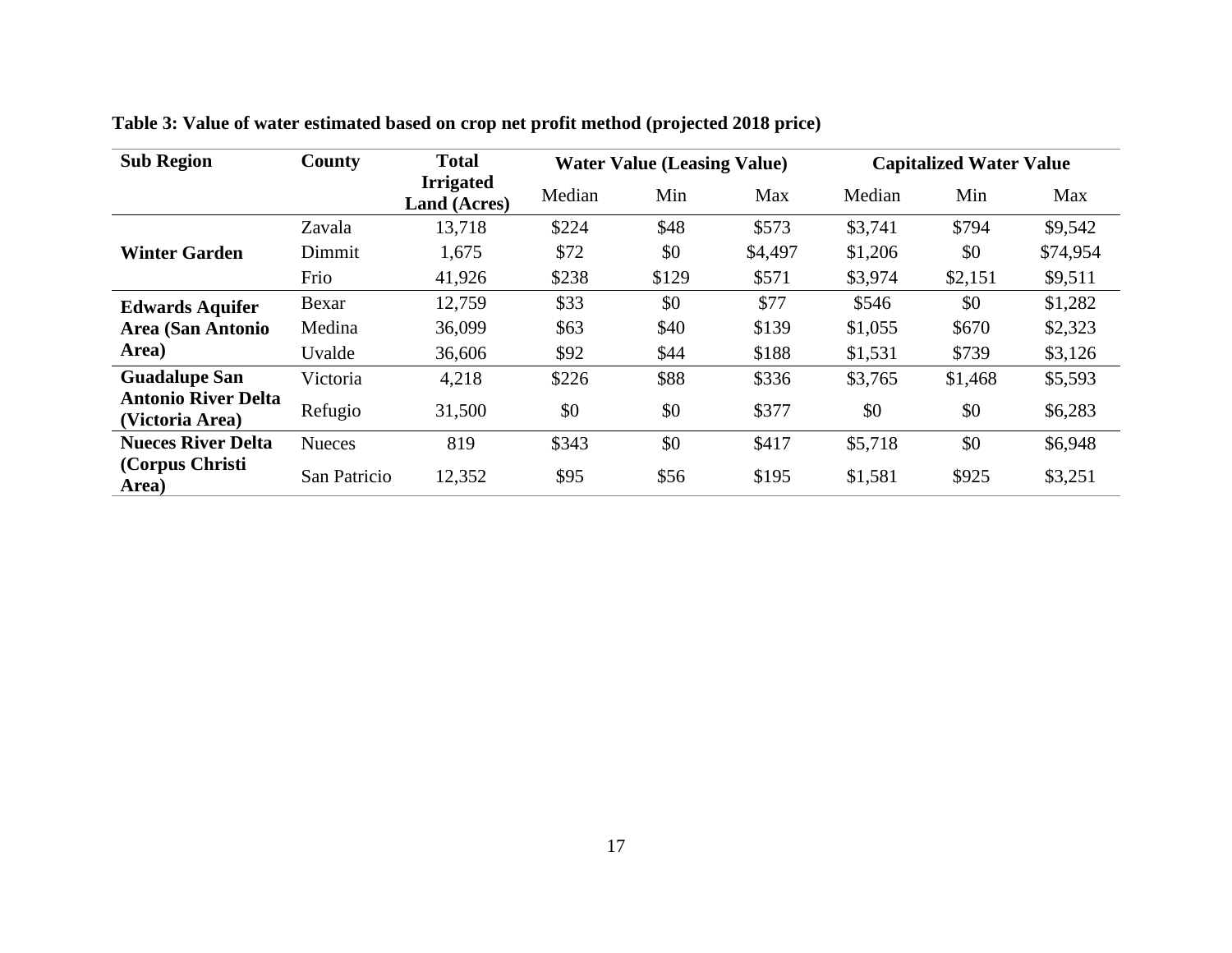**Table 3: Value of water estimated based on crop net profit method (projected 2018 price)**

| Sub Region | County | Total Irrigated Land (Acres) | Water Value (Leasing Value) | | | Capitalized Water Value | | |
|---|---|---|---|---|---|---|---|---|
| | | | Median | Min | Max | Median | Min | Max |
| **Winter Garden** | Zavala | 13,718 | $224 | $48 | $573 | $3,741 | $794 | $9,542 |
| | Dimmit | 1,675 | $72 | $0 | $4,497 | $1,206 | $0 | $74,954 |
| | Frio | 41,926 | $238 | $129 | $571 | $3,974 | $2,151 | $9,511 |
| **Edwards Aquifer Area (San Antonio Area)** | Bexar | 12,759 | $33 | $0 | $77 | $546 | $0 | $1,282 |
| | Medina | 36,099 | $63 | $40 | $139 | $1,055 | $670 | $2,323 |
| | Uvalde | 36,606 | $92 | $44 | $188 | $1,531 | $739 | $3,126 |
| **Guadalupe San Antonio River Delta (Victoria Area)** | Victoria | 4,218 | $226 | $88 | $336 | $3,765 | $1,468 | $5,593 |
| | Refugio | 31,500 | $0 | $0 | $377 | $0 | $0 | $6,283 |
| **Nueces River Delta (Corpus Christi Area)** | Nueces | 819 | $343 | $0 | $417 | $5,718 | $0 | $6,948 |
| | San Patricio | 12,352 | $95 | $56 | $195 | $1,581 | $925 | $3,251 |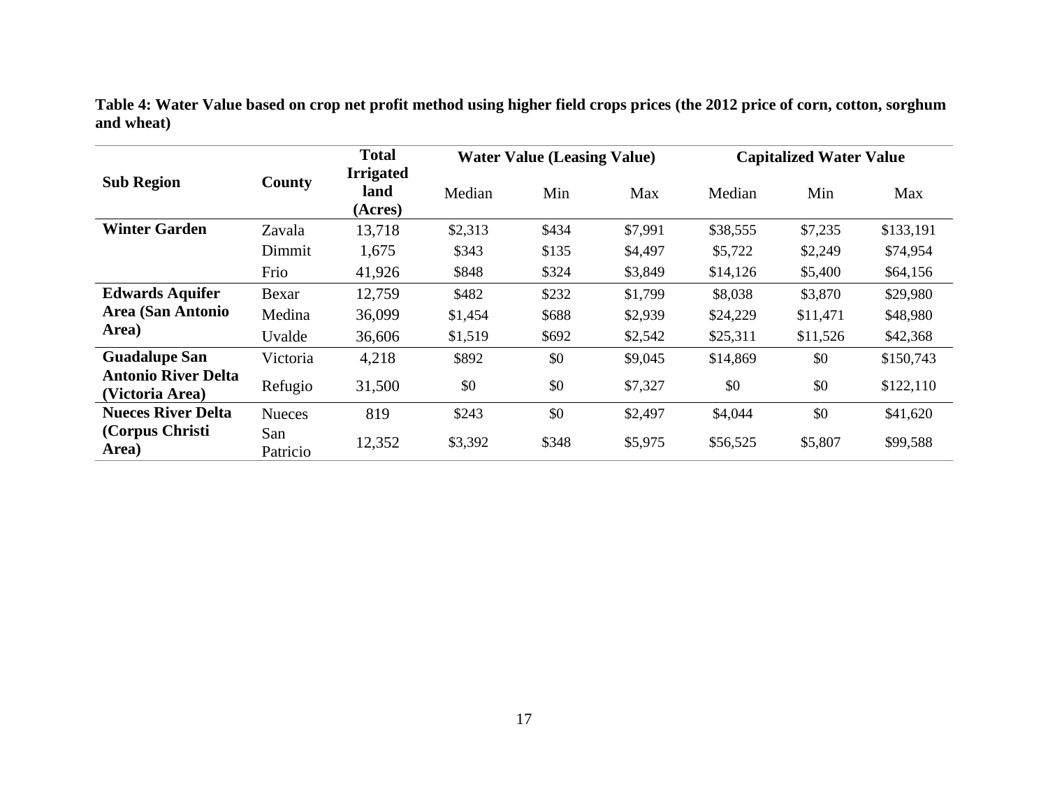**Table 4: Water Value based on crop net profit method using higher field crops prices (the 2012 price of corn, cotton, sorghum and wheat)**

| Sub Region | County | Total Irrigated land (Acres) | Water Value (Leasing Value) | | | Capitalized Water Value | | |
|---|---|---|---|---|---|---|---|---|
| | | | Median | Min | Max | Median | Min | Max |
| **Winter Garden** | Zavala | 13,718 | $2,313 | $434 | $7,991 | $38,555 | $7,235 | $133,191 |
| | Dimmit | 1,675 | $343 | $135 | $4,497 | $5,722 | $2,249 | $74,954 |
| | Frio | 41,926 | $848 | $324 | $3,849 | $14,126 | $5,400 | $64,156 |
| **Edwards Aquifer Area (San Antonio Area)** | Bexar | 12,759 | $482 | $232 | $1,799 | $8,038 | $3,870 | $29,980 |
| | Medina | 36,099 | $1,454 | $688 | $2,939 | $24,229 | $11,471 | $48,980 |
| | Uvalde | 36,606 | $1,519 | $692 | $2,542 | $25,311 | $11,526 | $42,368 |
| **Guadalupe San Antonio River Delta (Victoria Area)** | Victoria | 4,218 | $892 | $0 | $9,045 | $14,869 | $0 | $150,743 |
| | Refugio | 31,500 | $0 | $0 | $7,327 | $0 | $0 | $122,110 |
| **Nueces River Delta (Corpus Christi Area)** | Nueces | 819 | $243 | $0 | $2,497 | $4,044 | $0 | $41,620 |
| | San Patricio | 12,352 | $3,392 | $348 | $5,975 | $56,525 | $5,807 | $99,588 |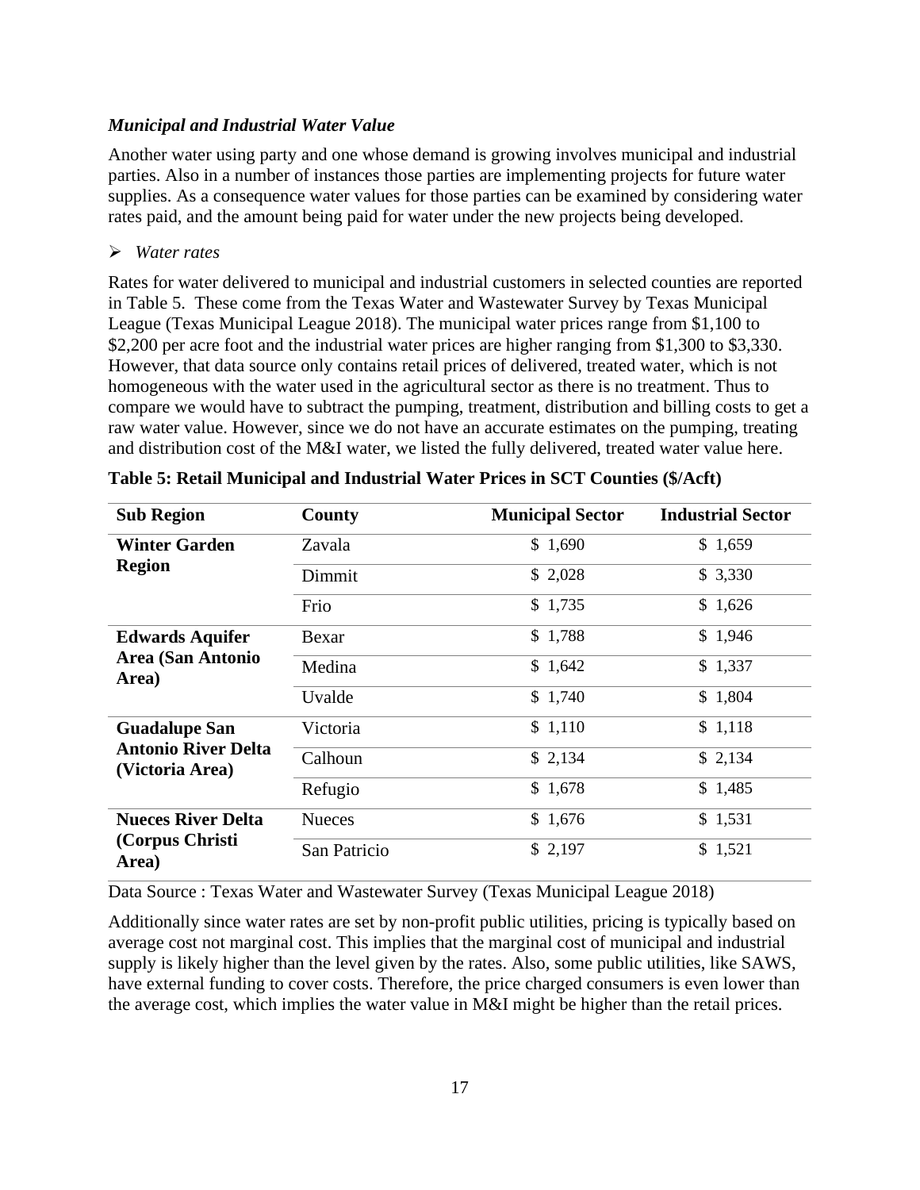### *Municipal and Industrial Water Value*

Another water using party and one whose demand is growing involves municipal and industrial parties. Also in a number of instances those parties are implementing projects for future water supplies. As a consequence water values for those parties can be examined by considering water rates paid, and the amount being paid for water under the new projects being developed.

- *Water rates*

Rates for water delivered to municipal and industrial customers in selected counties are reported in Table 5. These come from the Texas Water and Wastewater Survey by Texas Municipal League (Texas Municipal League 2018). The municipal water prices range from $1,100 to $2,200 per acre foot and the industrial water prices are higher ranging from $1,300 to $3,330. However, that data source only contains retail prices of delivered, treated water, which is not homogeneous with the water used in the agricultural sector as there is no treatment. Thus to compare we would have to subtract the pumping, treatment, distribution and billing costs to get a raw water value. However, since we do not have an accurate estimates on the pumping, treating and distribution cost of the M&I water, we listed the fully delivered, treated water value here.

**Table 5: Retail Municipal and Industrial Water Prices in SCT Counties ($/Acft)**

| Sub Region | County | Municipal Sector | Industrial Sector |
|---|---|---|---|
| **Winter Garden Region** | Zavala | $ 1,690 | $ 1,659 |
| | Dimmit | $ 2,028 | $ 3,330 |
| | Frio | $ 1,735 | $ 1,626 |
| **Edwards Aquifer Area (San Antonio Area)** | Bexar | $ 1,788 | $ 1,946 |
| | Medina | $ 1,642 | $ 1,337 |
| | Uvalde | $ 1,740 | $ 1,804 |
| **Guadalupe San Antonio River Delta (Victoria Area)** | Victoria | $ 1,110 | $ 1,118 |
| | Calhoun | $ 2,134 | $ 2,134 |
| | Refugio | $ 1,678 | $ 1,485 |
| **Nueces River Delta (Corpus Christi Area)** | Nueces | $ 1,676 | $ 1,531 |
| | San Patricio | $ 2,197 | $ 1,521 |

Data Source : Texas Water and Wastewater Survey (Texas Municipal League 2018)

Additionally since water rates are set by non-profit public utilities, pricing is typically based on average cost not marginal cost. This implies that the marginal cost of municipal and industrial supply is likely higher than the level given by the rates. Also, some public utilities, like SAWS, have external funding to cover costs. Therefore, the price charged consumers is even lower than the average cost, which implies the water value in M&I might be higher than the retail prices.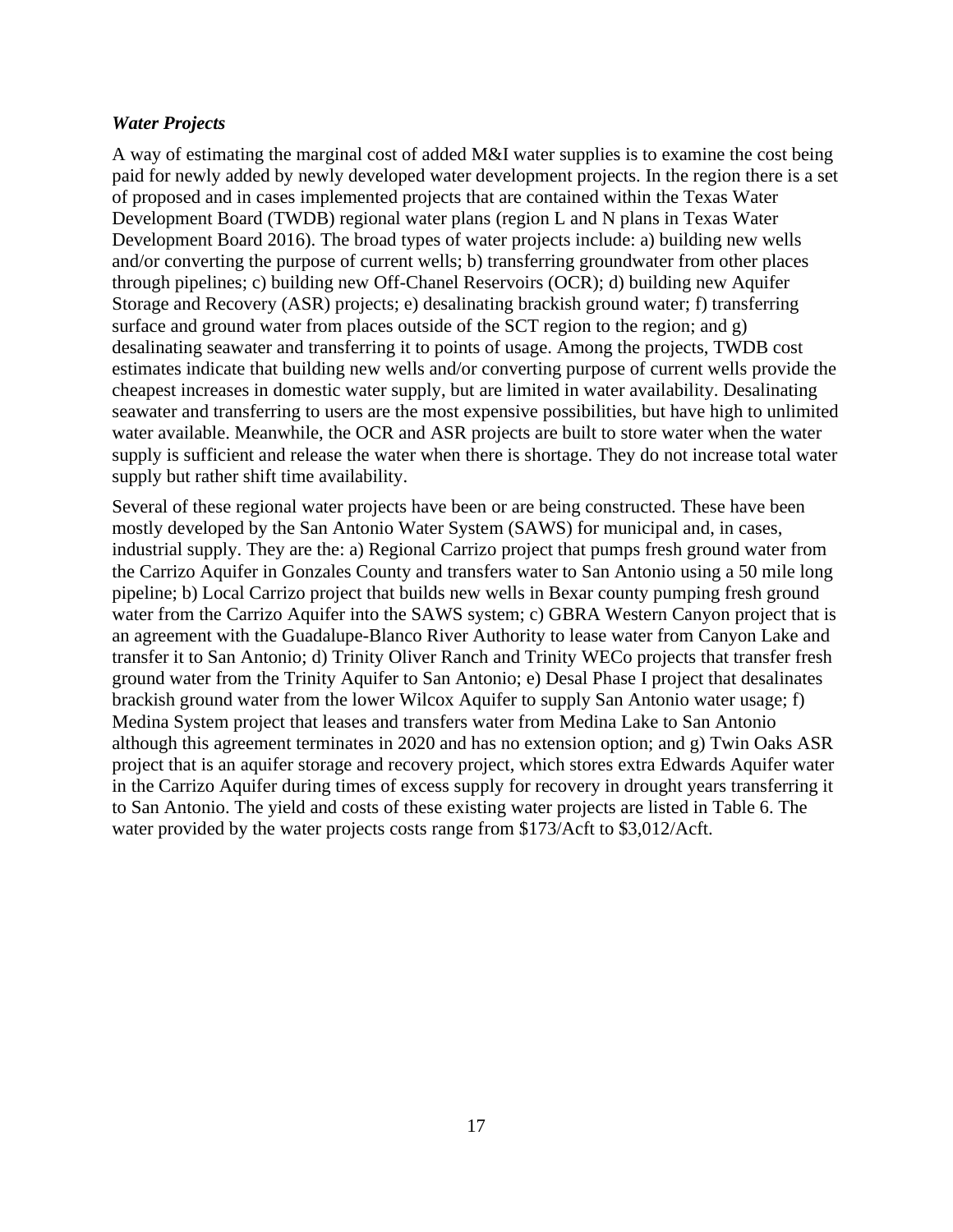### *Water Projects*

A way of estimating the marginal cost of added M&I water supplies is to examine the cost being paid for newly added by newly developed water development projects. In the region there is a set of proposed and in cases implemented projects that are contained within the Texas Water Development Board (TWDB) regional water plans (region L and N plans in Texas Water Development Board 2016). The broad types of water projects include: a) building new wells and/or converting the purpose of current wells; b) transferring groundwater from other places through pipelines; c) building new Off-Chanel Reservoirs (OCR); d) building new Aquifer Storage and Recovery (ASR) projects; e) desalinating brackish ground water; f) transferring surface and ground water from places outside of the SCT region to the region; and g) desalinating seawater and transferring it to points of usage. Among the projects, TWDB cost estimates indicate that building new wells and/or converting purpose of current wells provide the cheapest increases in domestic water supply, but are limited in water availability. Desalinating seawater and transferring to users are the most expensive possibilities, but have high to unlimited water available. Meanwhile, the OCR and ASR projects are built to store water when the water supply is sufficient and release the water when there is shortage. They do not increase total water supply but rather shift time availability.

Several of these regional water projects have been or are being constructed. These have been mostly developed by the San Antonio Water System (SAWS) for municipal and, in cases, industrial supply. They are the: a) Regional Carrizo project that pumps fresh ground water from the Carrizo Aquifer in Gonzales County and transfers water to San Antonio using a 50 mile long pipeline; b) Local Carrizo project that builds new wells in Bexar county pumping fresh ground water from the Carrizo Aquifer into the SAWS system; c) GBRA Western Canyon project that is an agreement with the Guadalupe-Blanco River Authority to lease water from Canyon Lake and transfer it to San Antonio; d) Trinity Oliver Ranch and Trinity WECo projects that transfer fresh ground water from the Trinity Aquifer to San Antonio; e) Desal Phase I project that desalinates brackish ground water from the lower Wilcox Aquifer to supply San Antonio water usage; f) Medina System project that leases and transfers water from Medina Lake to San Antonio although this agreement terminates in 2020 and has no extension option; and g) Twin Oaks ASR project that is an aquifer storage and recovery project, which stores extra Edwards Aquifer water in the Carrizo Aquifer during times of excess supply for recovery in drought years transferring it to San Antonio. The yield and costs of these existing water projects are listed in Table 6. The water provided by the water projects costs range from $173/Acft to $3,012/Acft.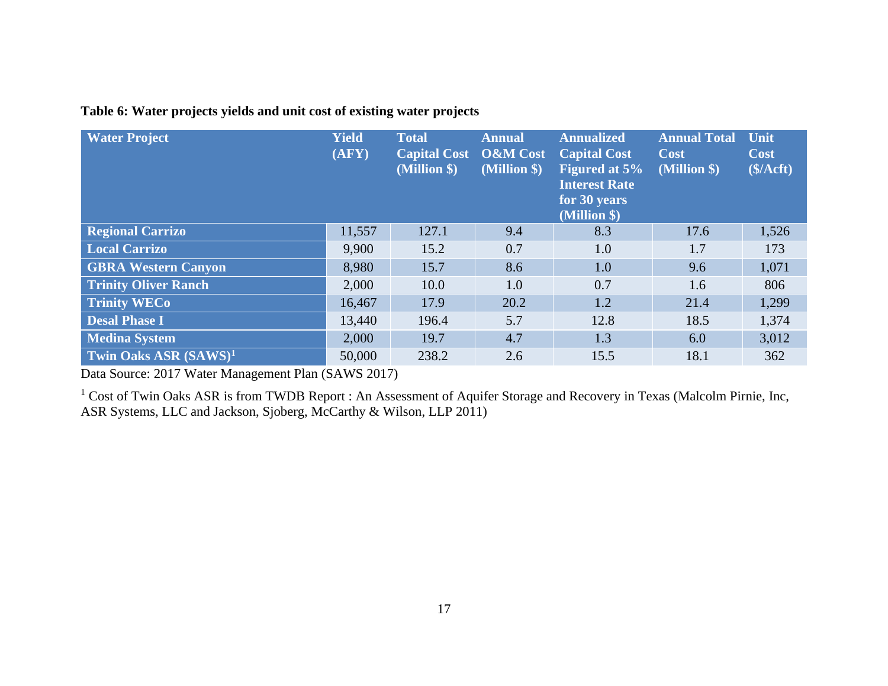**Table 6: Water projects yields and unit cost of existing water projects**

| Water Project | Yield (AFY) | Total Capital Cost (Million $) | Annual O&M Cost (Million $) | Annualized Capital Cost Figured at 5% Interest Rate for 30 years (Million $) | Annual Total Cost (Million $) | Unit Cost ($/Acft) |
|---|---|---|---|---|---|---|
| **Regional Carrizo** | 11,557 | 127.1 | 9.4 | 8.3 | 17.6 | 1,526 |
| **Local Carrizo** | 9,900 | 15.2 | 0.7 | 1.0 | 1.7 | 173 |
| **GBRA Western Canyon** | 8,980 | 15.7 | 8.6 | 1.0 | 9.6 | 1,071 |
| **Trinity Oliver Ranch** | 2,000 | 10.0 | 1.0 | 0.7 | 1.6 | 806 |
| **Trinity WECo** | 16,467 | 17.9 | 20.2 | 1.2 | 21.4 | 1,299 |
| **Desal Phase I** | 13,440 | 196.4 | 5.7 | 12.8 | 18.5 | 1,374 |
| **Medina System** | 2,000 | 19.7 | 4.7 | 1.3 | 6.0 | 3,012 |
| **Twin Oaks ASR (SAWS)**[1] | 50,000 | 238.2 | 2.6 | 15.5 | 18.1 | 362 |

Data Source: 2017 Water Management Plan (SAWS 2017)

[1] Cost of Twin Oaks ASR is from TWDB Report : An Assessment of Aquifer Storage and Recovery in Texas (Malcolm Pirnie, Inc, ASR Systems, LLC and Jackson, Sjoberg, McCarthy & Wilson, LLP 2011)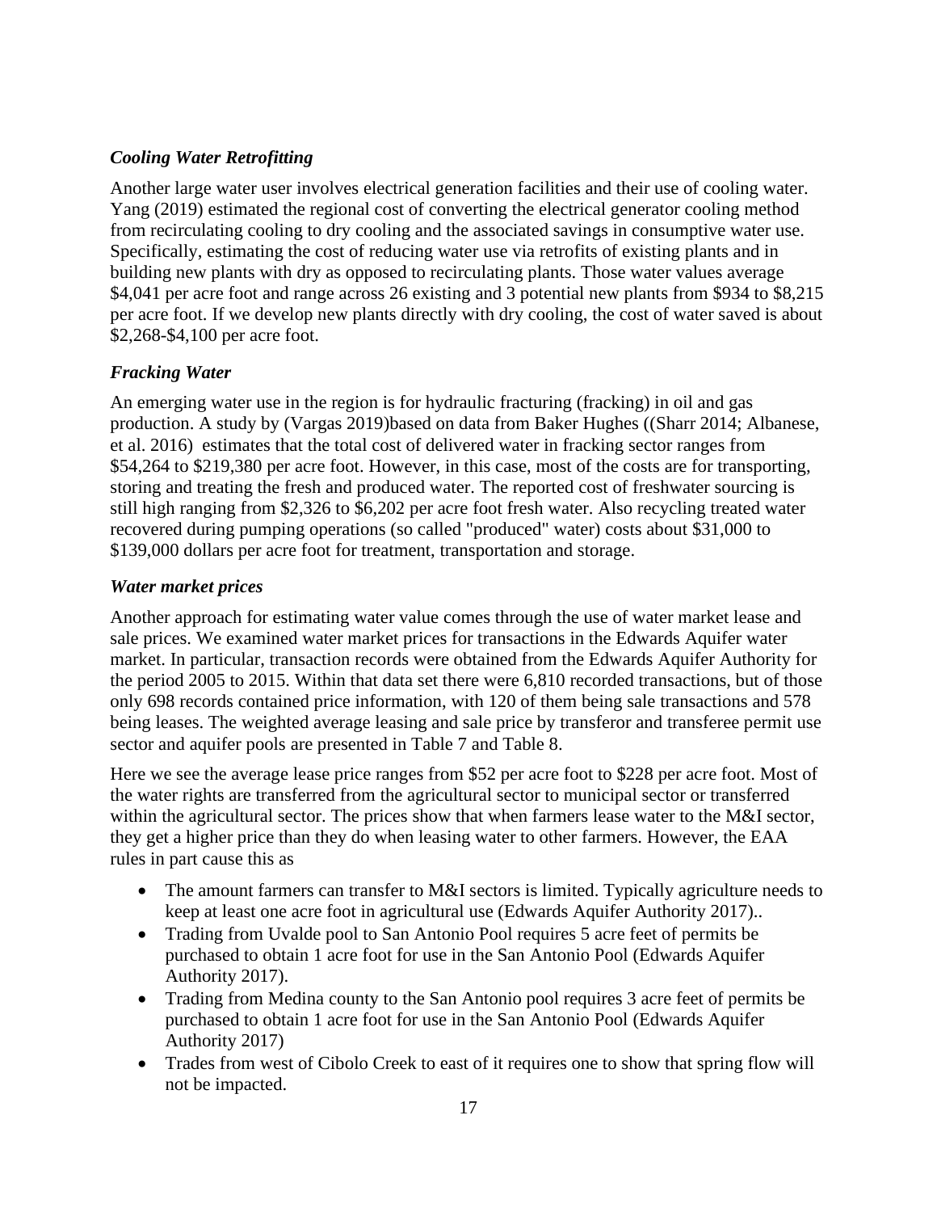### *Cooling Water Retrofitting*

Another large water user involves electrical generation facilities and their use of cooling water. Yang (2019) estimated the regional cost of converting the electrical generator cooling method from recirculating cooling to dry cooling and the associated savings in consumptive water use. Specifically, estimating the cost of reducing water use via retrofits of existing plants and in building new plants with dry as opposed to recirculating plants. Those water values average $4,041 per acre foot and range across 26 existing and 3 potential new plants from $934 to $8,215 per acre foot. If we develop new plants directly with dry cooling, the cost of water saved is about $2,268-$4,100 per acre foot.

### *Fracking Water*

An emerging water use in the region is for hydraulic fracturing (fracking) in oil and gas production. A study by (Vargas 2019)based on data from Baker Hughes ((Sharr 2014; Albanese, et al. 2016) estimates that the total cost of delivered water in fracking sector ranges from $54,264 to $219,380 per acre foot. However, in this case, most of the costs are for transporting, storing and treating the fresh and produced water. The reported cost of freshwater sourcing is still high ranging from $2,326 to $6,202 per acre foot fresh water. Also recycling treated water recovered during pumping operations (so called "produced" water) costs about $31,000 to $139,000 dollars per acre foot for treatment, transportation and storage.

### *Water market prices*

Another approach for estimating water value comes through the use of water market lease and sale prices. We examined water market prices for transactions in the Edwards Aquifer water market. In particular, transaction records were obtained from the Edwards Aquifer Authority for the period 2005 to 2015. Within that data set there were 6,810 recorded transactions, but of those only 698 records contained price information, with 120 of them being sale transactions and 578 being leases. The weighted average leasing and sale price by transferor and transferee permit use sector and aquifer pools are presented in Table 7 and Table 8.

Here we see the average lease price ranges from $52 per acre foot to $228 per acre foot. Most of the water rights are transferred from the agricultural sector to municipal sector or transferred within the agricultural sector. The prices show that when farmers lease water to the M&I sector, they get a higher price than they do when leasing water to other farmers. However, the EAA rules in part cause this as

- The amount farmers can transfer to M&I sectors is limited. Typically agriculture needs to keep at least one acre foot in agricultural use (Edwards Aquifer Authority 2017)..
- Trading from Uvalde pool to San Antonio Pool requires 5 acre feet of permits be purchased to obtain 1 acre foot for use in the San Antonio Pool (Edwards Aquifer Authority 2017).
- Trading from Medina county to the San Antonio pool requires 3 acre feet of permits be purchased to obtain 1 acre foot for use in the San Antonio Pool (Edwards Aquifer Authority 2017)
- Trades from west of Cibolo Creek to east of it requires one to show that spring flow will not be impacted.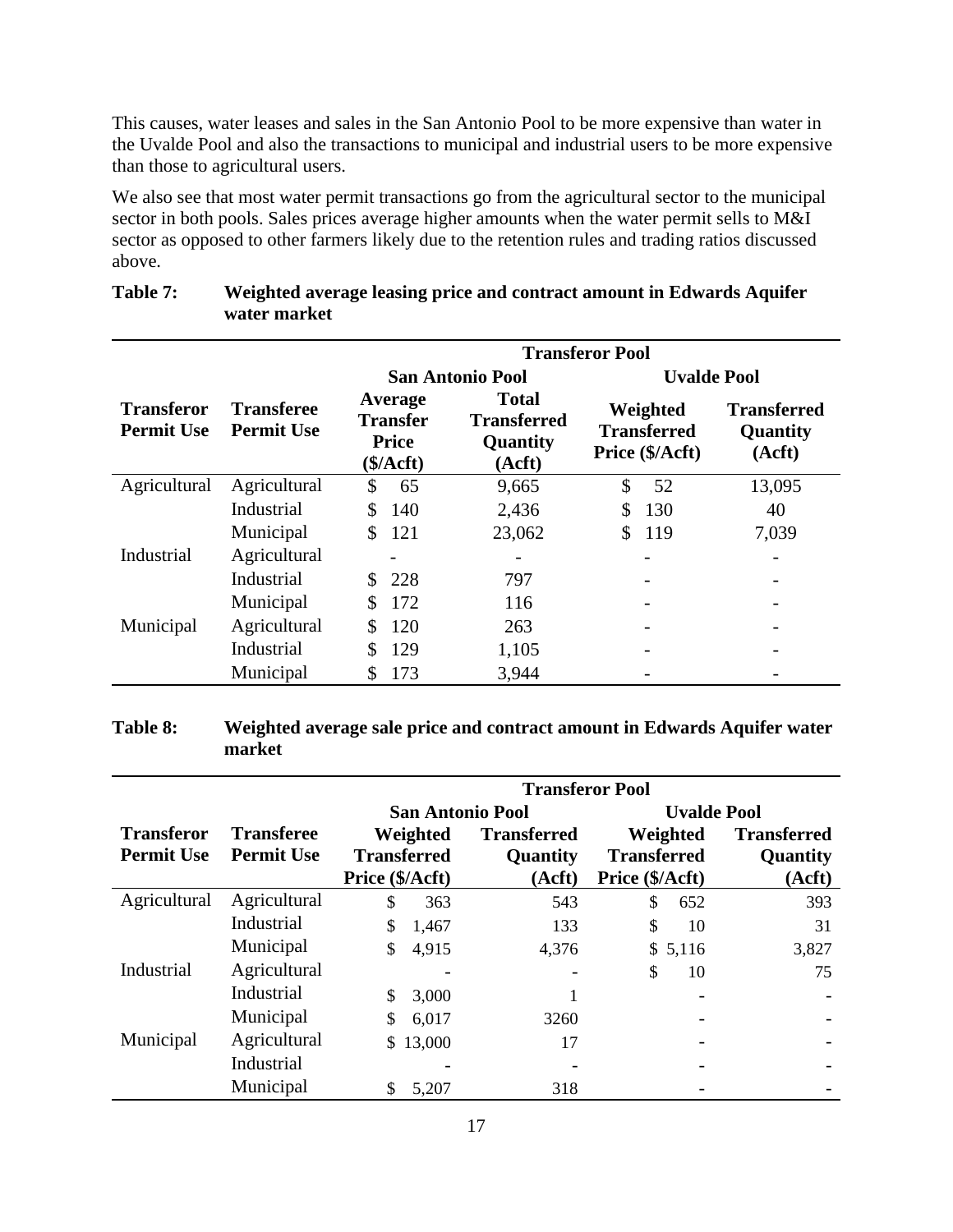This causes, water leases and sales in the San Antonio Pool to be more expensive than water in the Uvalde Pool and also the transactions to municipal and industrial users to be more expensive than those to agricultural users.

We also see that most water permit transactions go from the agricultural sector to the municipal sector in both pools. Sales prices average higher amounts when the water permit sells to M&I sector as opposed to other farmers likely due to the retention rules and trading ratios discussed above.

**Table 7: Weighted average leasing price and contract amount in Edwards Aquifer water market**

| | | Transferor Pool | | | |
|---|---|---|---|---|---|
| | | San Antonio Pool | | Uvalde Pool | |
| **Transferor Permit Use** | **Transferee Permit Use** | **Average Transfer Price ($/Acft)** | **Total Transferred Quantity (Acft)** | **Weighted Transferred Price ($/Acft)** | **Transferred Quantity (Acft)** |
| Agricultural | Agricultural | $ 65 | 9,665 | $ 52 | 13,095 |
| | Industrial | $ 140 | 2,436 | $ 130 | 40 |
| | Municipal | $ 121 | 23,062 | $ 119 | 7,039 |
| Industrial | Agricultural | - | - | - | - |
| | Industrial | $ 228 | 797 | - | - |
| | Municipal | $ 172 | 116 | - | - |
| Municipal | Agricultural | $ 120 | 263 | - | - |
| | Industrial | $ 129 | 1,105 | - | - |
| | Municipal | $ 173 | 3,944 | - | - |

**Table 8: Weighted average sale price and contract amount in Edwards Aquifer water market**

| | | Transferor Pool | | | |
|---|---|---|---|---|---|
| | | San Antonio Pool | | Uvalde Pool | |
| **Transferor Permit Use** | **Transferee Permit Use** | **Weighted Transferred Price ($/Acft)** | **Transferred Quantity (Acft)** | **Weighted Transferred Price ($/Acft)** | **Transferred Quantity (Acft)** |
| Agricultural | Agricultural | $ 363 | 543 | $ 652 | 393 |
| | Industrial | $ 1,467 | 133 | $ 10 | 31 |
| | Municipal | $ 4,915 | 4,376 | $ 5,116 | 3,827 |
| Industrial | Agricultural | - | - | $ 10 | 75 |
| | Industrial | $ 3,000 | 1 | - | - |
| | Municipal | $ 6,017 | 3260 | - | - |
| Municipal | Agricultural | $ 13,000 | 17 | - | - |
| | Industrial | - | - | - | - |
| | Municipal | $ 5,207 | 318 | - | - |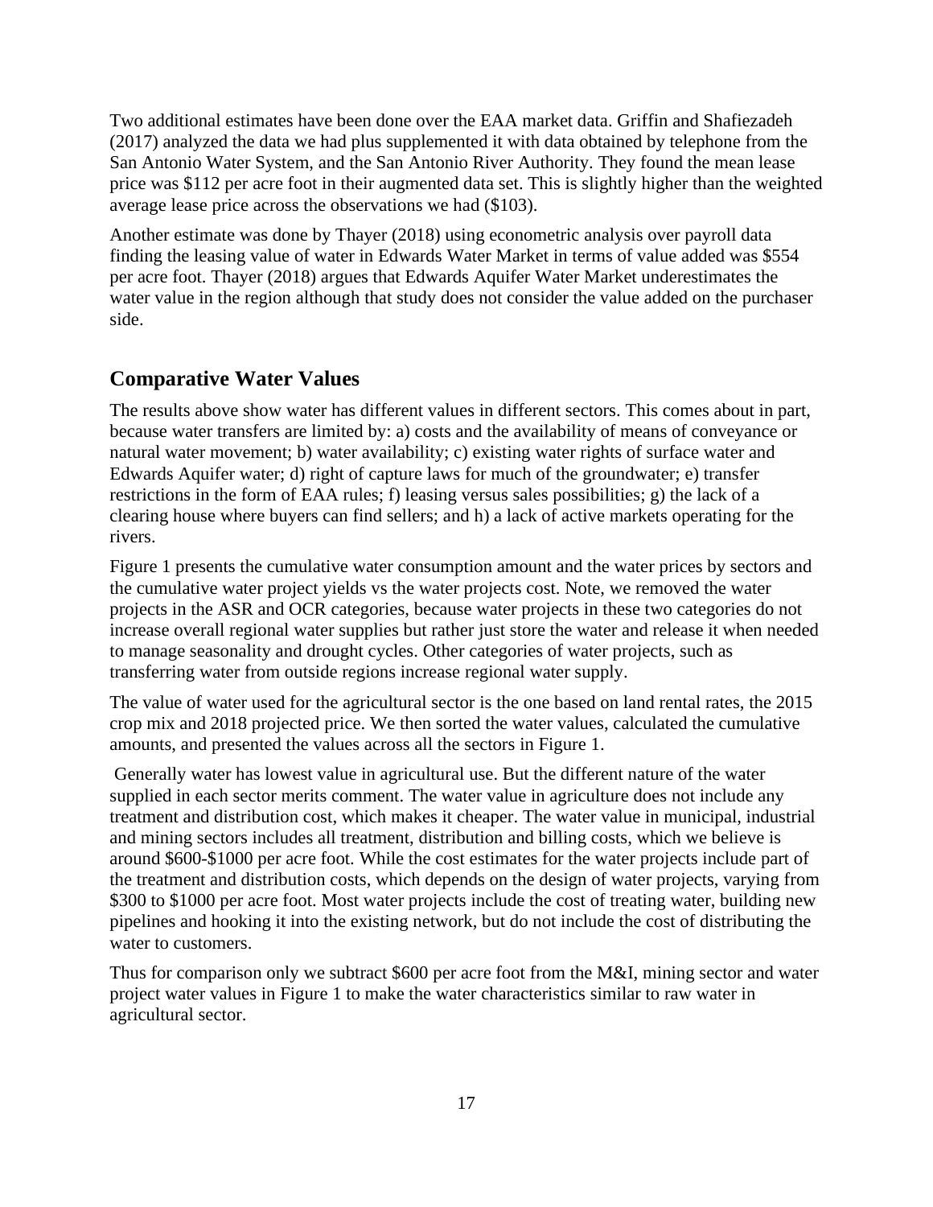Two additional estimates have been done over the EAA market data. Griffin and Shafiezadeh (2017) analyzed the data we had plus supplemented it with data obtained by telephone from the San Antonio Water System, and the San Antonio River Authority. They found the mean lease price was $112 per acre foot in their augmented data set. This is slightly higher than the weighted average lease price across the observations we had ($103).

Another estimate was done by Thayer (2018) using econometric analysis over payroll data finding the leasing value of water in Edwards Water Market in terms of value added was $554 per acre foot. Thayer (2018) argues that Edwards Aquifer Water Market underestimates the water value in the region although that study does not consider the value added on the purchaser side.

## Comparative Water Values

The results above show water has different values in different sectors. This comes about in part, because water transfers are limited by: a) costs and the availability of means of conveyance or natural water movement; b) water availability; c) existing water rights of surface water and Edwards Aquifer water; d) right of capture laws for much of the groundwater; e) transfer restrictions in the form of EAA rules; f) leasing versus sales possibilities; g) the lack of a clearing house where buyers can find sellers; and h) a lack of active markets operating for the rivers.

Figure 1 presents the cumulative water consumption amount and the water prices by sectors and the cumulative water project yields vs the water projects cost. Note, we removed the water projects in the ASR and OCR categories, because water projects in these two categories do not increase overall regional water supplies but rather just store the water and release it when needed to manage seasonality and drought cycles. Other categories of water projects, such as transferring water from outside regions increase regional water supply.

The value of water used for the agricultural sector is the one based on land rental rates, the 2015 crop mix and 2018 projected price. We then sorted the water values, calculated the cumulative amounts, and presented the values across all the sectors in Figure 1.

Generally water has lowest value in agricultural use. But the different nature of the water supplied in each sector merits comment. The water value in agriculture does not include any treatment and distribution cost, which makes it cheaper. The water value in municipal, industrial and mining sectors includes all treatment, distribution and billing costs, which we believe is around $600-$1000 per acre foot. While the cost estimates for the water projects include part of the treatment and distribution costs, which depends on the design of water projects, varying from $300 to $1000 per acre foot. Most water projects include the cost of treating water, building new pipelines and hooking it into the existing network, but do not include the cost of distributing the water to customers.

Thus for comparison only we subtract $600 per acre foot from the M&I, mining sector and water project water values in Figure 1 to make the water characteristics similar to raw water in agricultural sector.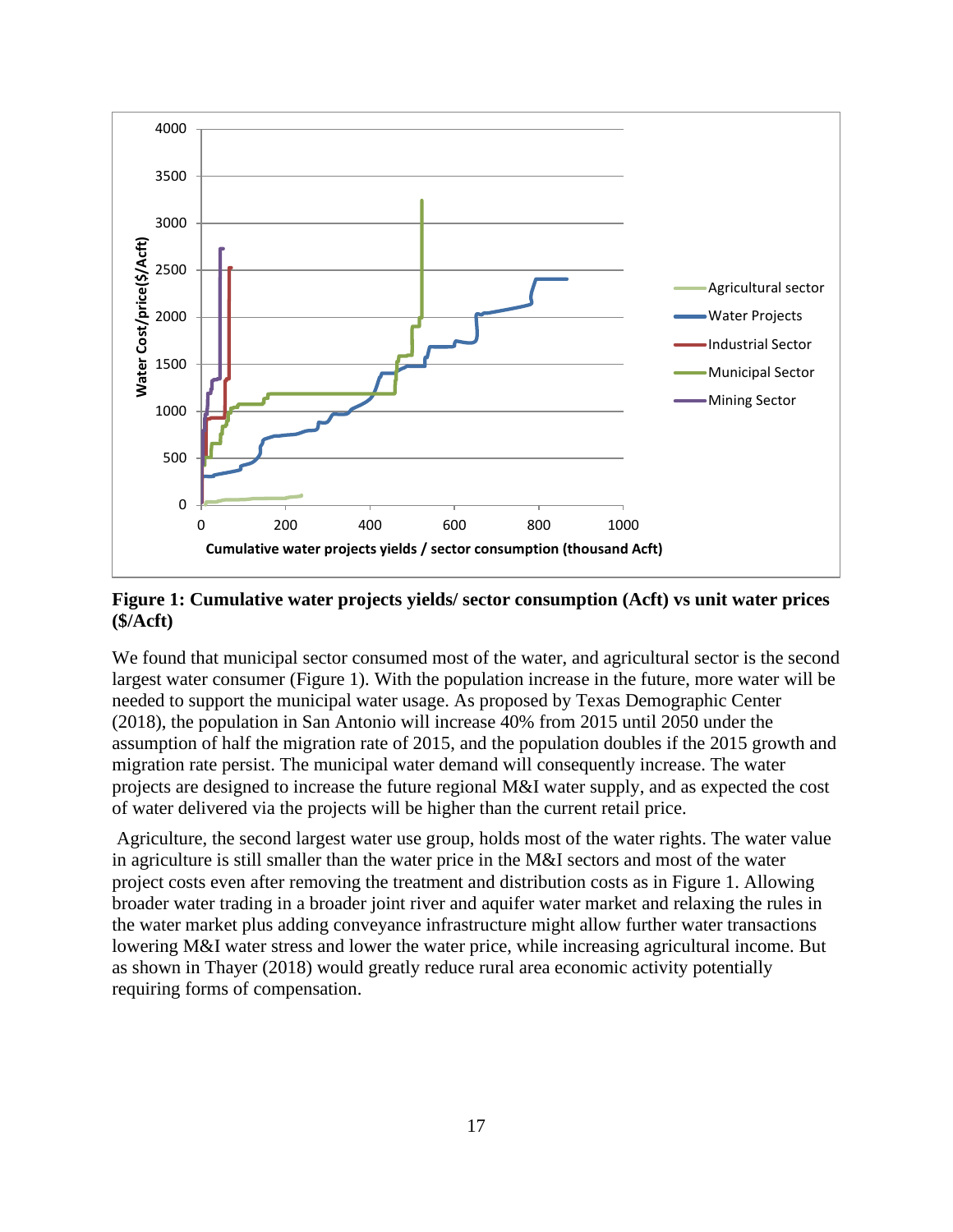**Figure 1: Cumulative water projects yields/ sector consumption (Acft) vs unit water prices ($/Acft)**

We found that municipal sector consumed most of the water, and agricultural sector is the second largest water consumer (Figure 1). With the population increase in the future, more water will be needed to support the municipal water usage. As proposed by Texas Demographic Center (2018), the population in San Antonio will increase 40% from 2015 until 2050 under the assumption of half the migration rate of 2015, and the population doubles if the 2015 growth and migration rate persist. The municipal water demand will consequently increase. The water projects are designed to increase the future regional M&I water supply, and as expected the cost of water delivered via the projects will be higher than the current retail price.

Agriculture, the second largest water use group, holds most of the water rights. The water value in agriculture is still smaller than the water price in the M&I sectors and most of the water project costs even after removing the treatment and distribution costs as in Figure 1. Allowing broader water trading in a broader joint river and aquifer water market and relaxing the rules in the water market plus adding conveyance infrastructure might allow further water transactions lowering M&I water stress and lower the water price, while increasing agricultural income. But as shown in Thayer (2018) would greatly reduce rural area economic activity potentially requiring forms of compensation.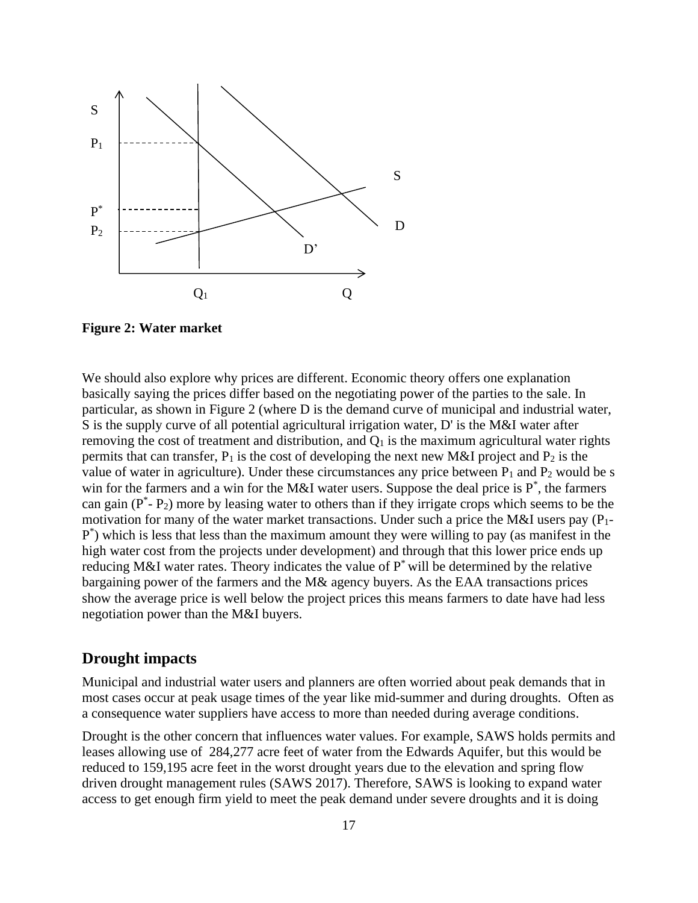**Figure 2: Water market**

We should also explore why prices are different. Economic theory offers one explanation basically saying the prices differ based on the negotiating power of the parties to the sale. In particular, as shown in Figure 2 (where D is the demand curve of municipal and industrial water, S is the supply curve of all potential agricultural irrigation water, D' is the M&I water after removing the cost of treatment and distribution, and $Q_1$ is the maximum agricultural water rights permits that can transfer, $P_1$ is the cost of developing the next new M&I project and $P_2$ is the value of water in agriculture). Under these circumstances any price between $P_1$ and $P_2$ would be s win for the farmers and a win for the M&I water users. Suppose the deal price is $P^*$, the farmers can gain ($P^*$- $P_2$) more by leasing water to others than if they irrigate crops which seems to be the motivation for many of the water market transactions. Under such a price the M&I users pay ($P_1$-$P^*$) which is less that less than the maximum amount they were willing to pay (as manifest in the high water cost from the projects under development) and through that this lower price ends up reducing M&I water rates. Theory indicates the value of $P^*$ will be determined by the relative bargaining power of the farmers and the M& agency buyers. As the EAA transactions prices show the average price is well below the project prices this means farmers to date have had less negotiation power than the M&I buyers.

## Drought impacts

Municipal and industrial water users and planners are often worried about peak demands that in most cases occur at peak usage times of the year like mid-summer and during droughts. Often as a consequence water suppliers have access to more than needed during average conditions.

Drought is the other concern that influences water values. For example, SAWS holds permits and leases allowing use of 284,277 acre feet of water from the Edwards Aquifer, but this would be reduced to 159,195 acre feet in the worst drought years due to the elevation and spring flow driven drought management rules (SAWS 2017). Therefore, SAWS is looking to expand water access to get enough firm yield to meet the peak demand under severe droughts and it is doing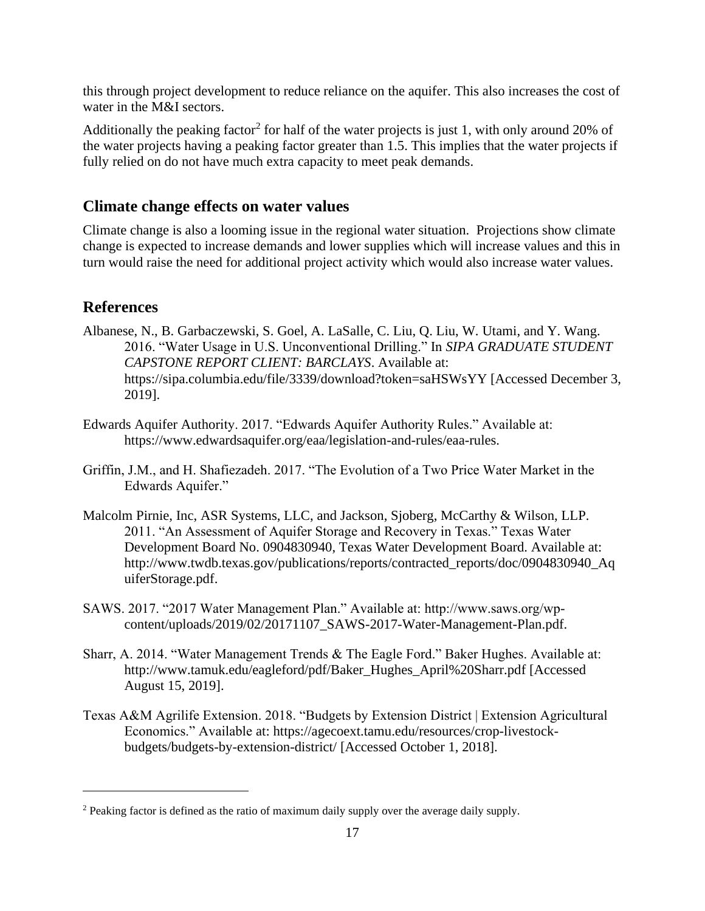this through project development to reduce reliance on the aquifer. This also increases the cost of water in the M&I sectors.

Additionally the peaking factor[2] for half of the water projects is just 1, with only around 20% of the water projects having a peaking factor greater than 1.5. This implies that the water projects if fully relied on do not have much extra capacity to meet peak demands.

## Climate change effects on water values

Climate change is also a looming issue in the regional water situation. Projections show climate change is expected to increase demands and lower supplies which will increase values and this in turn would raise the need for additional project activity which would also increase water values.

## References

Albanese, N., B. Garbaczewski, S. Goel, A. LaSalle, C. Liu, Q. Liu, W. Utami, and Y. Wang. 2016. "Water Usage in U.S. Unconventional Drilling." In *SIPA GRADUATE STUDENT CAPSTONE REPORT CLIENT: BARCLAYS*. Available at: https://sipa.columbia.edu/file/3339/download?token=saHSWsYY [Accessed December 3, 2019].

Edwards Aquifer Authority. 2017. "Edwards Aquifer Authority Rules." Available at: https://www.edwardsaquifer.org/eaa/legislation-and-rules/eaa-rules.

Griffin, J.M., and H. Shafiezadeh. 2017. "The Evolution of a Two Price Water Market in the Edwards Aquifer."

Malcolm Pirnie, Inc, ASR Systems, LLC, and Jackson, Sjoberg, McCarthy & Wilson, LLP. 2011. "An Assessment of Aquifer Storage and Recovery in Texas." Texas Water Development Board No. 0904830940, Texas Water Development Board. Available at: http://www.twdb.texas.gov/publications/reports/contracted_reports/doc/0904830940_AquiferStorage.pdf.

SAWS. 2017. "2017 Water Management Plan." Available at: http://www.saws.org/wp-content/uploads/2019/02/20171107_SAWS-2017-Water-Management-Plan.pdf.

Sharr, A. 2014. "Water Management Trends & The Eagle Ford." Baker Hughes. Available at: http://www.tamuk.edu/eagleford/pdf/Baker_Hughes_April%20Sharr.pdf [Accessed August 15, 2019].

Texas A&M Agrilife Extension. 2018. "Budgets by Extension District | Extension Agricultural Economics." Available at: https://agecoext.tamu.edu/resources/crop-livestock-budgets/budgets-by-extension-district/ [Accessed October 1, 2018].

[2] Peaking factor is defined as the ratio of maximum daily supply over the average daily supply.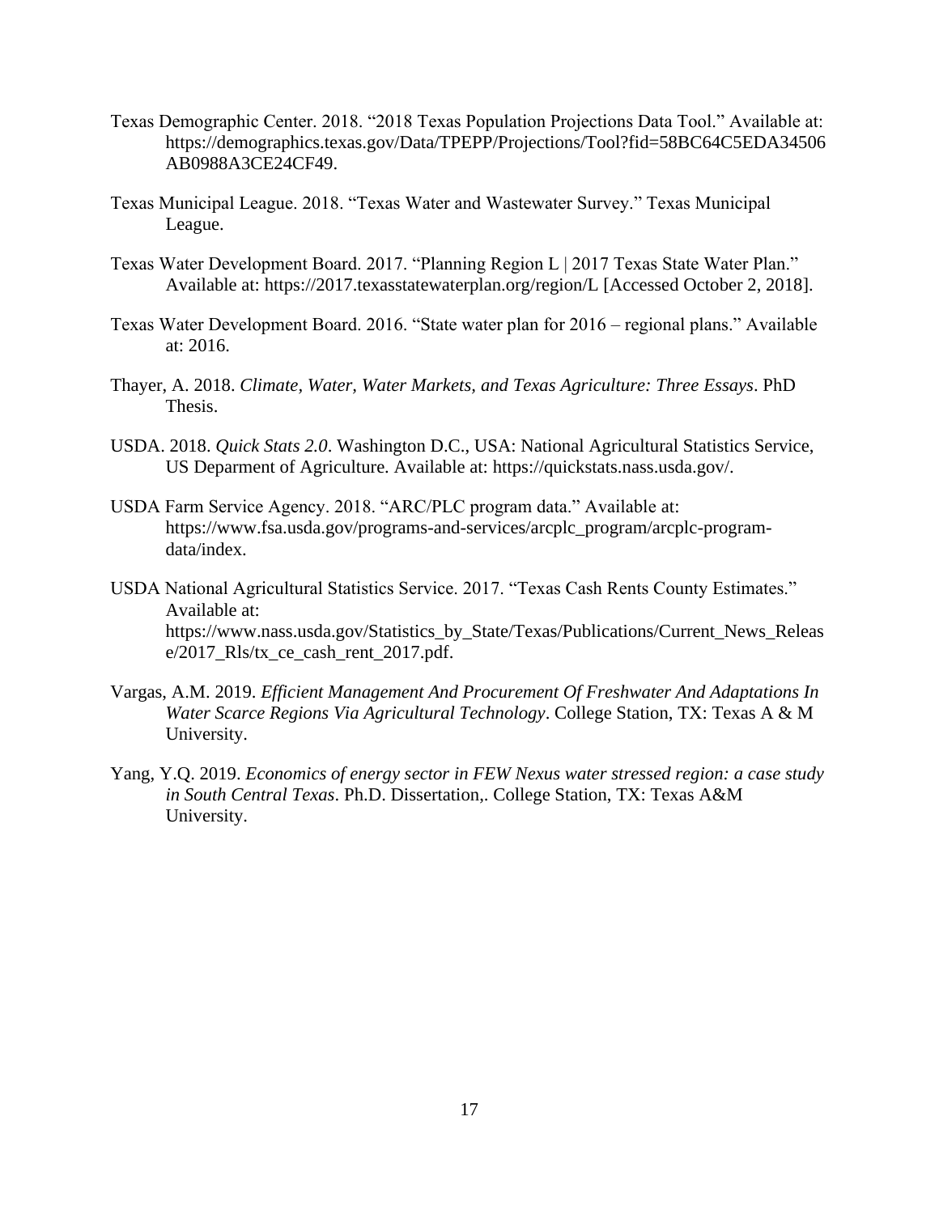Texas Demographic Center. 2018. "2018 Texas Population Projections Data Tool." Available at: https://demographics.texas.gov/Data/TPEPP/Projections/Tool?fid=58BC64C5EDA34506AB0988A3CE24CF49.

Texas Municipal League. 2018. "Texas Water and Wastewater Survey." Texas Municipal League.

Texas Water Development Board. 2017. "Planning Region L | 2017 Texas State Water Plan." Available at: https://2017.texasstatewaterplan.org/region/L [Accessed October 2, 2018].

Texas Water Development Board. 2016. "State water plan for 2016 – regional plans." Available at: 2016.

Thayer, A. 2018. *Climate, Water, Water Markets, and Texas Agriculture: Three Essays*. PhD Thesis.

USDA. 2018. *Quick Stats 2.0*. Washington D.C., USA: National Agricultural Statistics Service, US Deparment of Agriculture. Available at: https://quickstats.nass.usda.gov/.

USDA Farm Service Agency. 2018. "ARC/PLC program data." Available at: https://www.fsa.usda.gov/programs-and-services/arcplc_program/arcplc-program-data/index.

USDA National Agricultural Statistics Service. 2017. "Texas Cash Rents County Estimates." Available at: https://www.nass.usda.gov/Statistics_by_State/Texas/Publications/Current_News_Release/2017_Rls/tx_ce_cash_rent_2017.pdf.

Vargas, A.M. 2019. *Efficient Management And Procurement Of Freshwater And Adaptations In Water Scarce Regions Via Agricultural Technology*. College Station, TX: Texas A & M University.

Yang, Y.Q. 2019. *Economics of energy sector in FEW Nexus water stressed region: a case study in South Central Texas*. Ph.D. Dissertation,. College Station, TX: Texas A&M University.